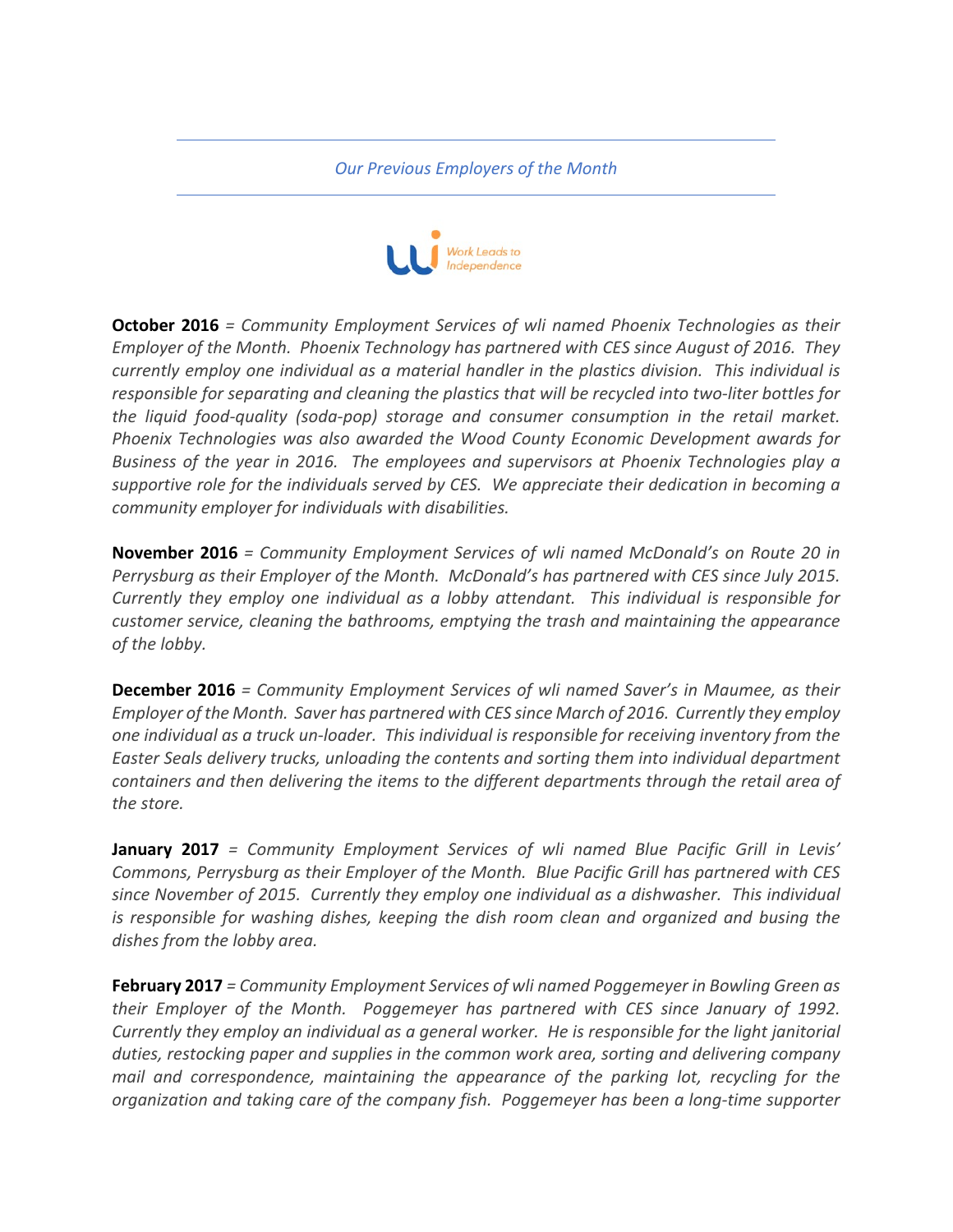*Our Previous Employers of the Month*

Work Leads to Independence

**October 2016** = *Community Employment Services of wli named Phoenix Technologies as their Employer of the Month. Phoenix Technology has partnered with CES since August of 2016. They currently employ one individual as a material handler in the plastics division. This individual is responsible for separating and cleaning the plastics that will be recycled into two-liter bottles for the liquid food-quality (soda-pop) storage and consumer consumption in the retail market. Phoenix Technologies was also awarded the Wood County Economic Development awards for Business of the year in 2016. The employees and supervisors at Phoenix Technologies play a supportive role for the individuals served by CES. We appreciate their dedication in becoming a community employer for individuals with disabilities.*

**November 2016** = *Community Employment Services of wli named McDonald's on Route 20 in Perrysburg as their Employer of the Month. McDonald's has partnered with CES since July 2015. Currently they employ one individual as a lobby attendant. This individual is responsible for customer service, cleaning the bathrooms, emptying the trash and maintaining the appearance of the lobby.*

**December 2016** = *Community Employment Services of wli named Saver's in Maumee, as their Employer of the Month. Saver has partnered with CES since March of 2016. Currently they employ one individual as a truck un-loader. This individual is responsible for receiving inventory from the Easter Seals delivery trucks, unloading the contents and sorting them into individual department containers and then delivering the items to the different departments through the retail area of the store.*

**January 2017** = *Community Employment Services of wli named Blue Pacific Grill in Levis' Commons, Perrysburg as their Employer of the Month. Blue Pacific Grill has partnered with CES since November of 2015. Currently they employ one individual as a dishwasher. This individual is responsible for washing dishes, keeping the dish room clean and organized and busing the dishes from the lobby area.*

**February 2017** = *Community Employment Services of wli named Poggemeyer in Bowling Green as their Employer of the Month. Poggemeyer has partnered with CES since January of 1992. Currently they employ an individual as a general worker. He is responsible for the light janitorial duties, restocking paper and supplies in the common work area, sorting and delivering company mail and correspondence, maintaining the appearance of the parking lot, recycling for the organization and taking care of the company fish. Poggemeyer has been a long-time supporter*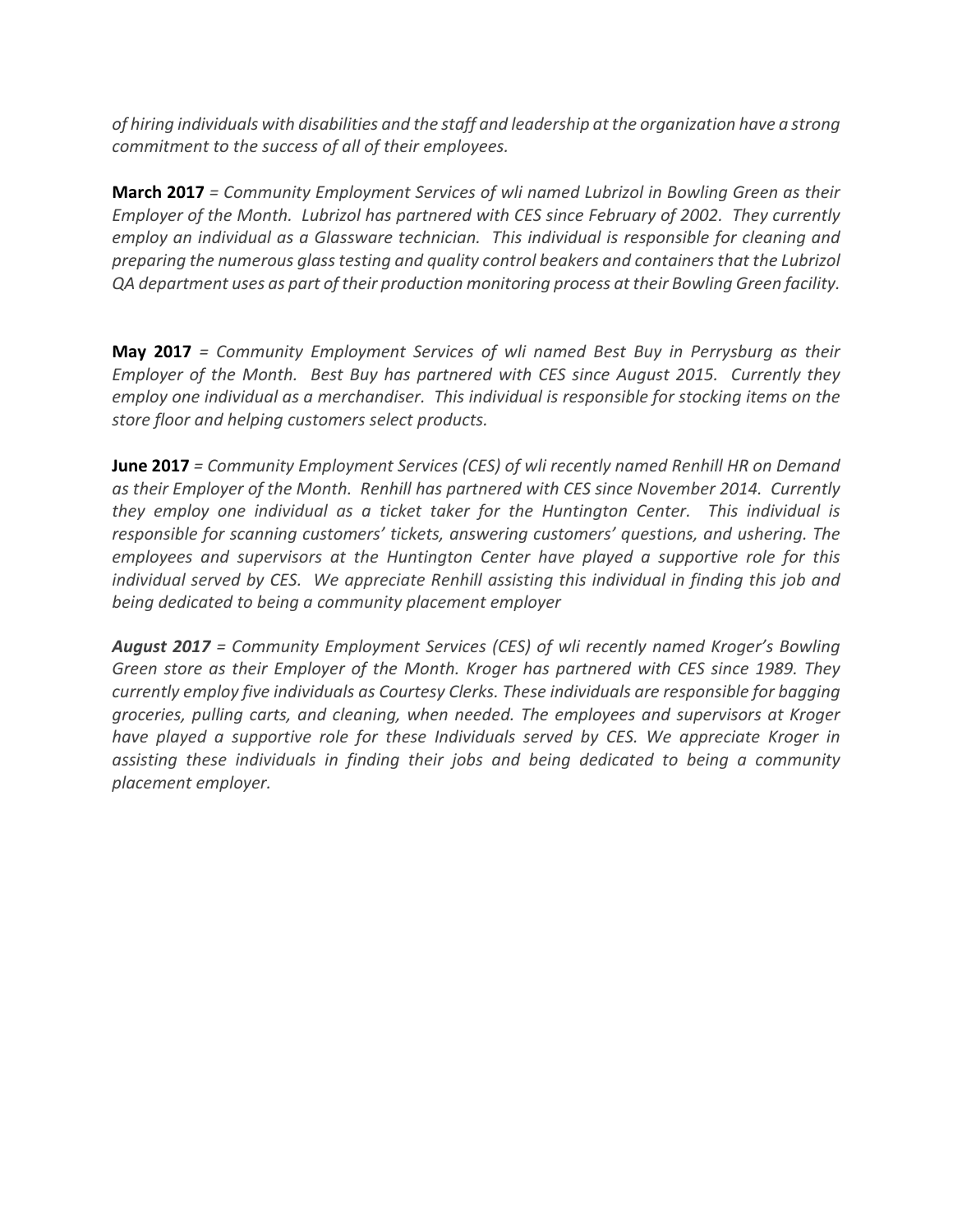*of hiring individuals with disabilities and the staff and leadership at the organization have a strong commitment to the success of all of their employees.*

**March 2017** = *Community Employment Services of wli named Lubrizol in Bowling Green as their Employer of the Month. Lubrizol has partnered with CES since February of 2002. They currently employ an individual as a Glassware technician. This individual is responsible for cleaning and preparing the numerous glass testing and quality control beakers and containers that the Lubrizol QA department uses as part of their production monitoring process at their Bowling Green facility.*

**May 2017** = *Community Employment Services of wli named Best Buy in Perrysburg as their Employer of the Month. Best Buy has partnered with CES since August 2015. Currently they employ one individual as a merchandiser. This individual is responsible for stocking items on the store floor and helping customers select products.*

**June 2017** = *Community Employment Services (CES) of wli recently named Renhill HR on Demand as their Employer of the Month. Renhill has partnered with CES since November 2014. Currently they employ one individual as a ticket taker for the Huntington Center. This individual is responsible for scanning customers' tickets, answering customers' questions, and ushering. The employees and supervisors at the Huntington Center have played a supportive role for this individual served by CES. We appreciate Renhill assisting this individual in finding this job and being dedicated to being a community placement employer*

***August 2017*** = *Community Employment Services (CES) of wli recently named Kroger's Bowling Green store as their Employer of the Month. Kroger has partnered with CES since 1989. They currently employ five individuals as Courtesy Clerks. These individuals are responsible for bagging groceries, pulling carts, and cleaning, when needed. The employees and supervisors at Kroger have played a supportive role for these Individuals served by CES. We appreciate Kroger in assisting these individuals in finding their jobs and being dedicated to being a community placement employer.*